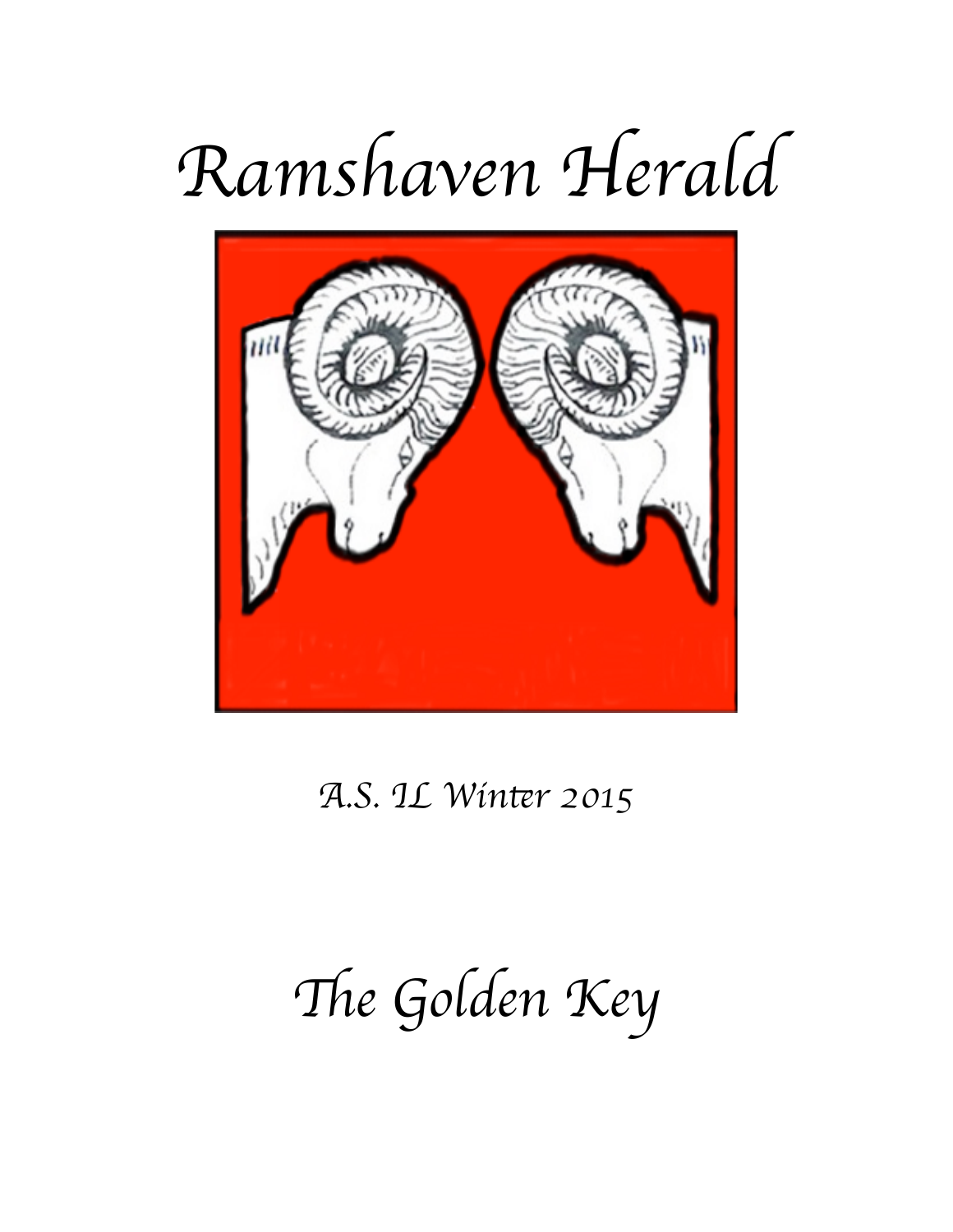# Ramshaven Herald

*A.S. IL Winter 2015*

# The Golden Key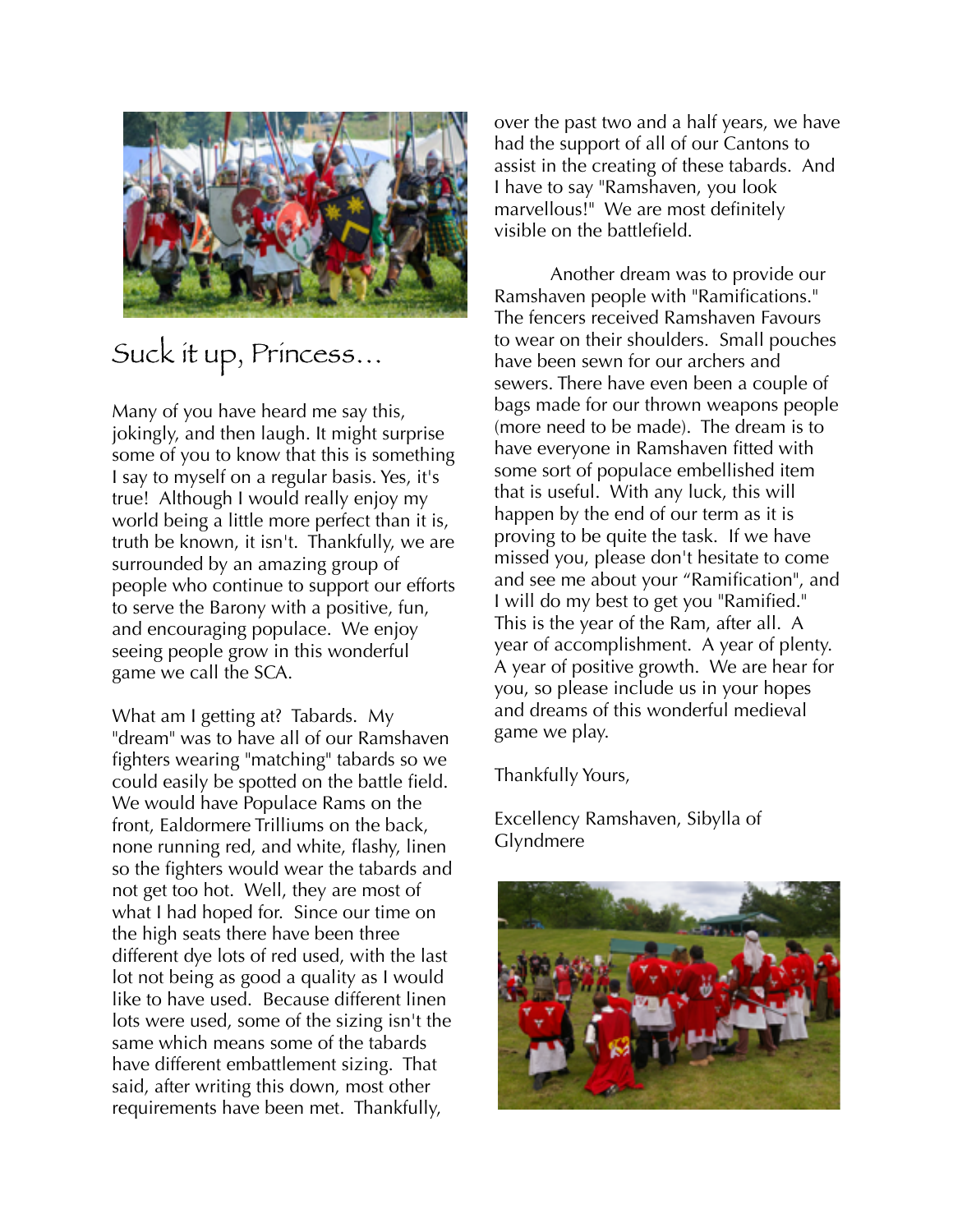## Suck it up, Princess...

Many of you have heard me say this, jokingly, and then laugh. It might surprise some of you to know that this is something I say to myself on a regular basis. Yes, it's true! Although I would really enjoy my world being a little more perfect than it is, truth be known, it isn't. Thankfully, we are surrounded by an amazing group of people who continue to support our efforts to serve the Barony with a positive, fun, and encouraging populace. We enjoy seeing people grow in this wonderful game we call the SCA.

What am I getting at? Tabards. My "dream" was to have all of our Ramshaven fighters wearing "matching" tabards so we could easily be spotted on the battle field. We would have Populace Rams on the front, Ealdormere Trilliums on the back, none running red, and white, flashy, linen so the fighters would wear the tabards and not get too hot. Well, they are most of what I had hoped for. Since our time on the high seats there have been three different dye lots of red used, with the last lot not being as good a quality as I would like to have used. Because different linen lots were used, some of the sizing isn't the same which means some of the tabards have different embattlement sizing. That said, after writing this down, most other requirements have been met. Thankfully, over the past two and a half years, we have had the support of all of our Cantons to assist in the creating of these tabards. And I have to say "Ramshaven, you look marvellous!" We are most definitely visible on the battlefield.

Another dream was to provide our Ramshaven people with "Ramifications." The fencers received Ramshaven Favours to wear on their shoulders. Small pouches have been sewn for our archers and sewers. There have even been a couple of bags made for our thrown weapons people (more need to be made). The dream is to have everyone in Ramshaven fitted with some sort of populace embellished item that is useful. With any luck, this will happen by the end of our term as it is proving to be quite the task. If we have missed you, please don't hesitate to come and see me about your "Ramification", and I will do my best to get you "Ramified." This is the year of the Ram, after all. A year of accomplishment. A year of plenty. A year of positive growth. We are hear for you, so please include us in your hopes and dreams of this wonderful medieval game we play.

Thankfully Yours,

Excellency Ramshaven, Sibylla of Glyndmere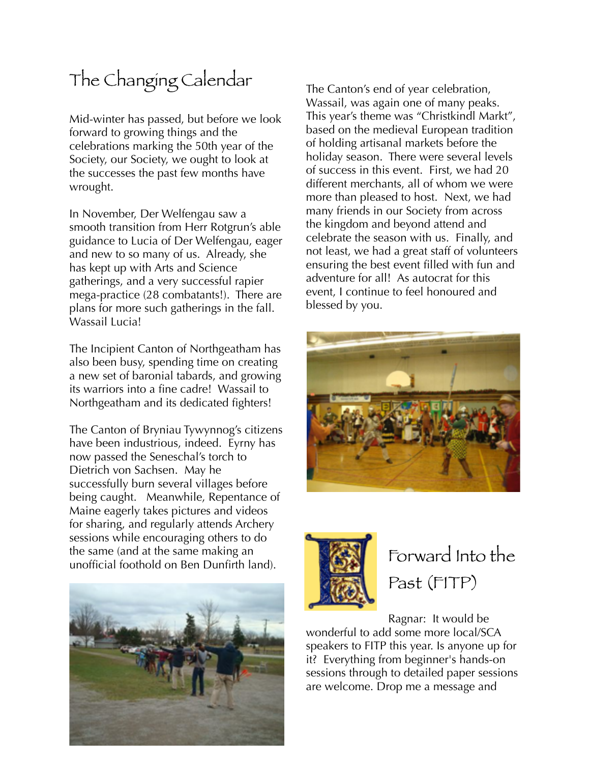# The Changing Calendar

Mid-winter has passed, but before we look forward to growing things and the celebrations marking the 50th year of the Society, our Society, we ought to look at the successes the past few months have wrought.

In November, Der Welfengau saw a smooth transition from Herr Rotgrun's able guidance to Lucia of Der Welfengau, eager and new to so many of us. Already, she has kept up with Arts and Science gatherings, and a very successful rapier mega-practice (28 combatants!). There are plans for more such gatherings in the fall. Wassail Lucia!

The Incipient Canton of Northgeatham has also been busy, spending time on creating a new set of baronial tabards, and growing its warriors into a fine cadre! Wassail to Northgeatham and its dedicated fighters!

The Canton of Bryniau Tywynnog's citizens have been industrious, indeed. Eyrny has now passed the Seneschal's torch to Dietrich von Sachsen. May he successfully burn several villages before being caught. Meanwhile, Repentance of Maine eagerly takes pictures and videos for sharing, and regularly attends Archery sessions while encouraging others to do the same (and at the same making an unofficial foothold on Ben Dunfirth land).

The Canton's end of year celebration, Wassail, was again one of many peaks. This year's theme was "Christkindl Markt", based on the medieval European tradition of holding artisanal markets before the holiday season. There were several levels of success in this event. First, we had 20 different merchants, all of whom we were more than pleased to host. Next, we had many friends in our Society from across the kingdom and beyond attend and celebrate the season with us. Finally, and not least, we had a great staff of volunteers ensuring the best event filled with fun and adventure for all! As autocrat for this event, I continue to feel honoured and blessed by you.

# Forward Into the Past (FITP)

Ragnar: It would be wonderful to add some more local/SCA speakers to FITP this year. Is anyone up for it? Everything from beginner's hands-on sessions through to detailed paper sessions are welcome. Drop me a message and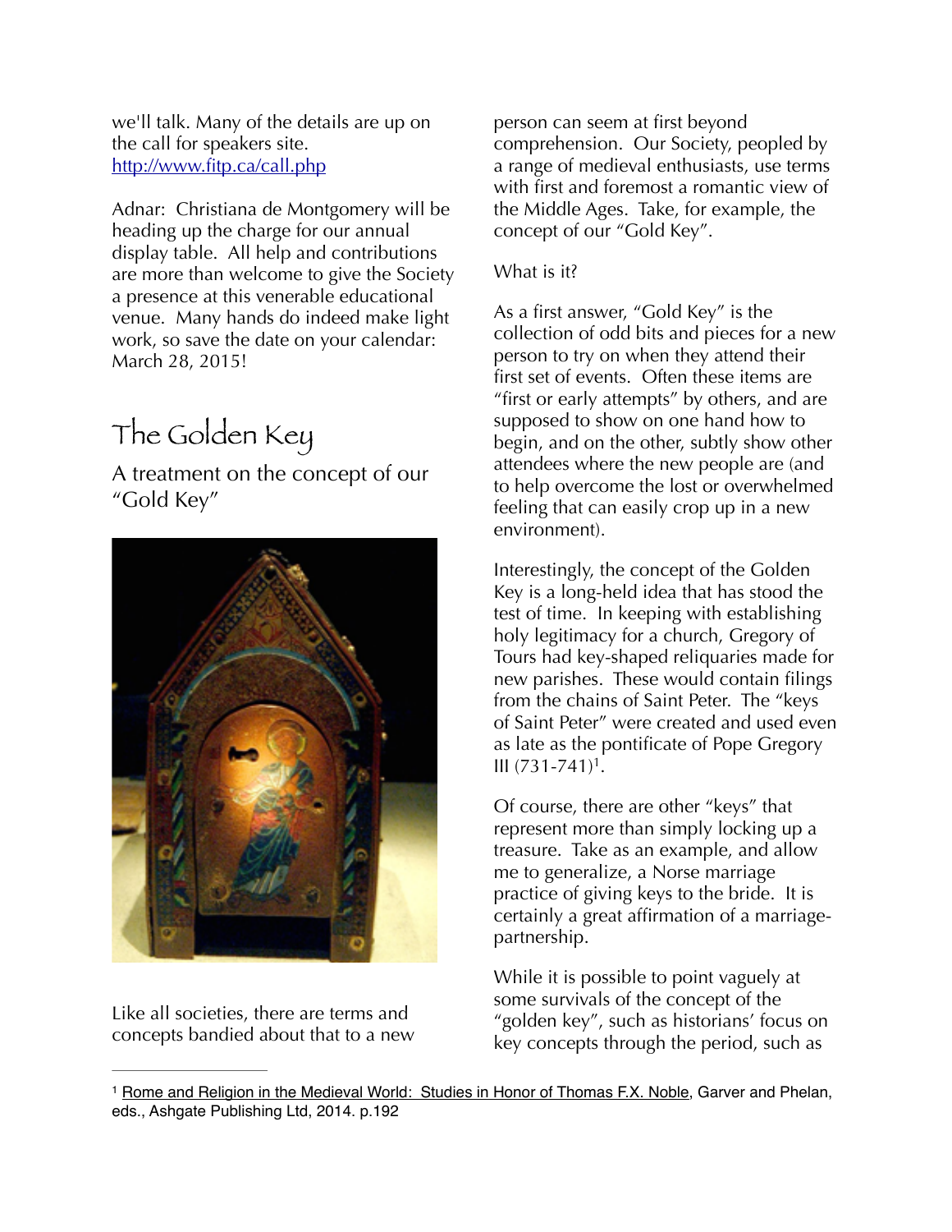we'll talk. Many of the details are up on the call for speakers site. http://www.fitp.ca/call.php

Adnar: Christiana de Montgomery will be heading up the charge for our annual display table. All help and contributions are more than welcome to give the Society a presence at this venerable educational venue. Many hands do indeed make light work, so save the date on your calendar: March 28, 2015!

# The Golden Key

## A treatment on the concept of our "Gold Key"

Like all societies, there are terms and concepts bandied about that to a new person can seem at first beyond comprehension. Our Society, peopled by a range of medieval enthusiasts, use terms with first and foremost a romantic view of the Middle Ages. Take, for example, the concept of our "Gold Key".

What is it?

As a first answer, "Gold Key" is the collection of odd bits and pieces for a new person to try on when they attend their first set of events. Often these items are "first or early attempts" by others, and are supposed to show on one hand how to begin, and on the other, subtly show other attendees where the new people are (and to help overcome the lost or overwhelmed feeling that can easily crop up in a new environment).

Interestingly, the concept of the Golden Key is a long-held idea that has stood the test of time. In keeping with establishing holy legitimacy for a church, Gregory of Tours had key-shaped reliquaries made for new parishes. These would contain filings from the chains of Saint Peter. The "keys of Saint Peter" were created and used even as late as the pontificate of Pope Gregory III (731-741)[1].

Of course, there are other "keys" that represent more than simply locking up a treasure. Take as an example, and allow me to generalize, a Norse marriage practice of giving keys to the bride. It is certainly a great affirmation of a marriage-partnership.

While it is possible to point vaguely at some survivals of the concept of the "golden key", such as historians' focus on key concepts through the period, such as

---

[1] Rome and Religion in the Medieval World: Studies in Honor of Thomas F.X. Noble, Garver and Phelan, eds., Ashgate Publishing Ltd, 2014. p.192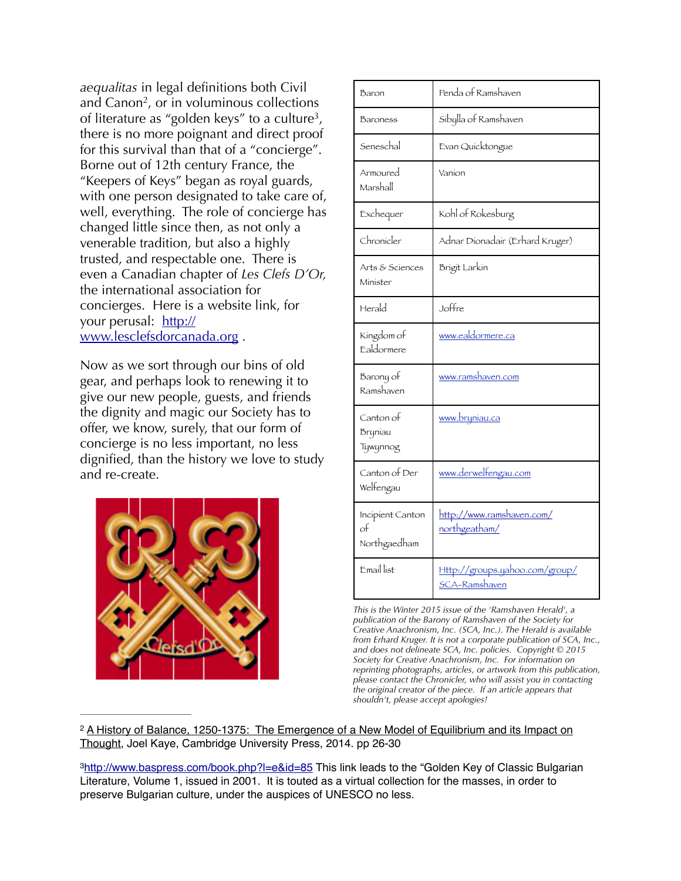*aequalitas* in legal definitions both Civil and Canon[2], or in voluminous collections of literature as "golden keys" to a culture[3], there is no more poignant and direct proof for this survival than that of a "concierge". Borne out of 12th century France, the "Keepers of Keys" began as royal guards, with one person designated to take care of, well, everything. The role of concierge has changed little since then, as not only a venerable tradition, but also a highly trusted, and respectable one. There is even a Canadian chapter of *Les Clefs D'Or,* the international association for concierges. Here is a website link, for your perusal: http://www.lesclefsdorcanada.org .

Now as we sort through our bins of old gear, and perhaps look to renewing it to give our new people, guests, and friends the dignity and magic our Society has to offer, we know, surely, that our form of concierge is no less important, no less dignified, than the history we love to study and re-create.

| | |
|---|---|
| Baron | Penda of Ramshaven |
| Baroness | Sibylla of Ramshaven |
| Seneschal | Evan Quicktongue |
| Armoured Marshall | Vanion |
| Exchequer | Kohl of Rokesburg |
| Chronicler | Adnar Dionadair (Erhard Kruger) |
| Arts & Sciences Minister | Brigit Larkin |
| Herald | Joffre |
| Kingdom of Ealdormere | www.ealdormere.ca |
| Barony of Ramshaven | www.ramshaven.com |
| Canton of Bryniau Tywynnog | www.bryniau.ca |
| Canton of Der Welfengau | www.derwelfengau.com |
| Incipient Canton of Northgaedham | http://www.ramshaven.com/northgeatham/ |
| Email list | Http://groups.yahoo.com/group/SCA-Ramshaven |

*This is the Winter 2015 issue of the 'Ramshaven Herald', a publication of the Barony of Ramshaven of the Society for Creative Anachronism, Inc. (SCA, Inc.). The Herald is available from Erhard Kruger. It is not a corporate publication of SCA, Inc., and does not delineate SCA, Inc. policies. Copyright © 2015 Society for Creative Anachronism, Inc. For information on reprinting photographs, articles, or artwork from this publication, please contact the Chronicler, who will assist you in contacting the original creator of the piece. If an article appears that shouldn't, please accept apologies!*

---

[2] A History of Balance, 1250-1375: The Emergence of a New Model of Equilibrium and its Impact on Thought, Joel Kaye, Cambridge University Press, 2014. pp 26-30

[3] http://www.baspress.com/book.php?l=e&id=85 This link leads to the "Golden Key of Classic Bulgarian Literature, Volume 1, issued in 2001. It is touted as a virtual collection for the masses, in order to preserve Bulgarian culture, under the auspices of UNESCO no less.